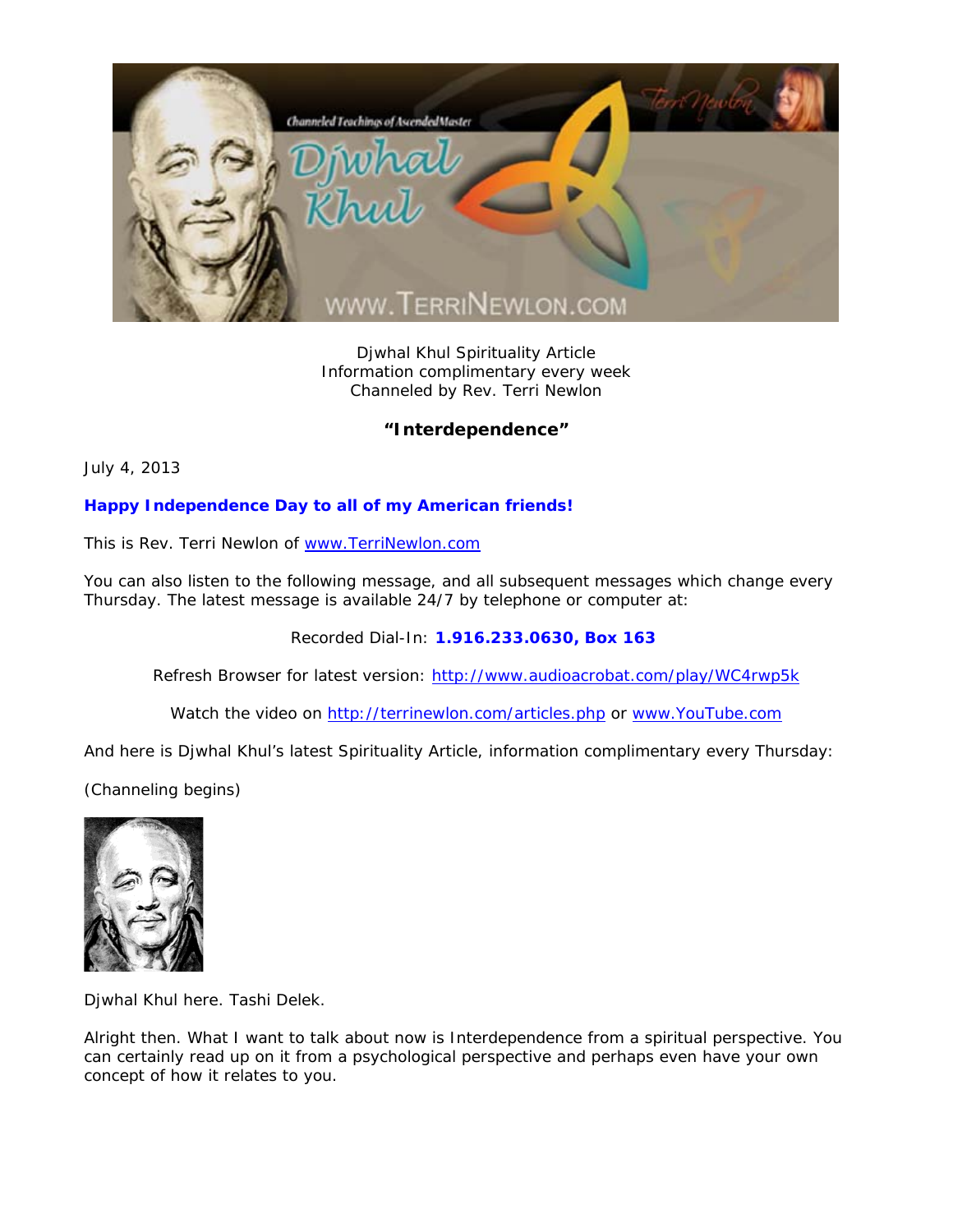Djwhal Khul Spirituality Article
Information complimentary every week
Channeled by Rev. Terri Newlon

## "Interdependence"

July 4, 2013

**Happy Independence Day to all of my American friends!**

This is Rev. Terri Newlon of www.TerriNewlon.com

You can also listen to the following message, and all subsequent messages which change every Thursday. The latest message is available 24/7 by telephone or computer at:

Recorded Dial-In: **1.916.233.0630, Box 163**

Refresh Browser for latest version: http://www.audioacrobat.com/play/WC4rwp5k

Watch the video on http://terrinewlon.com/articles.php or www.YouTube.com

And here is Djwhal Khul's latest Spirituality Article, information complimentary every Thursday:

(Channeling begins)

Djwhal Khul here. Tashi Delek.

Alright then. What I want to talk about now is Interdependence from a spiritual perspective. You can certainly read up on it from a psychological perspective and perhaps even have your own concept of how it relates to you.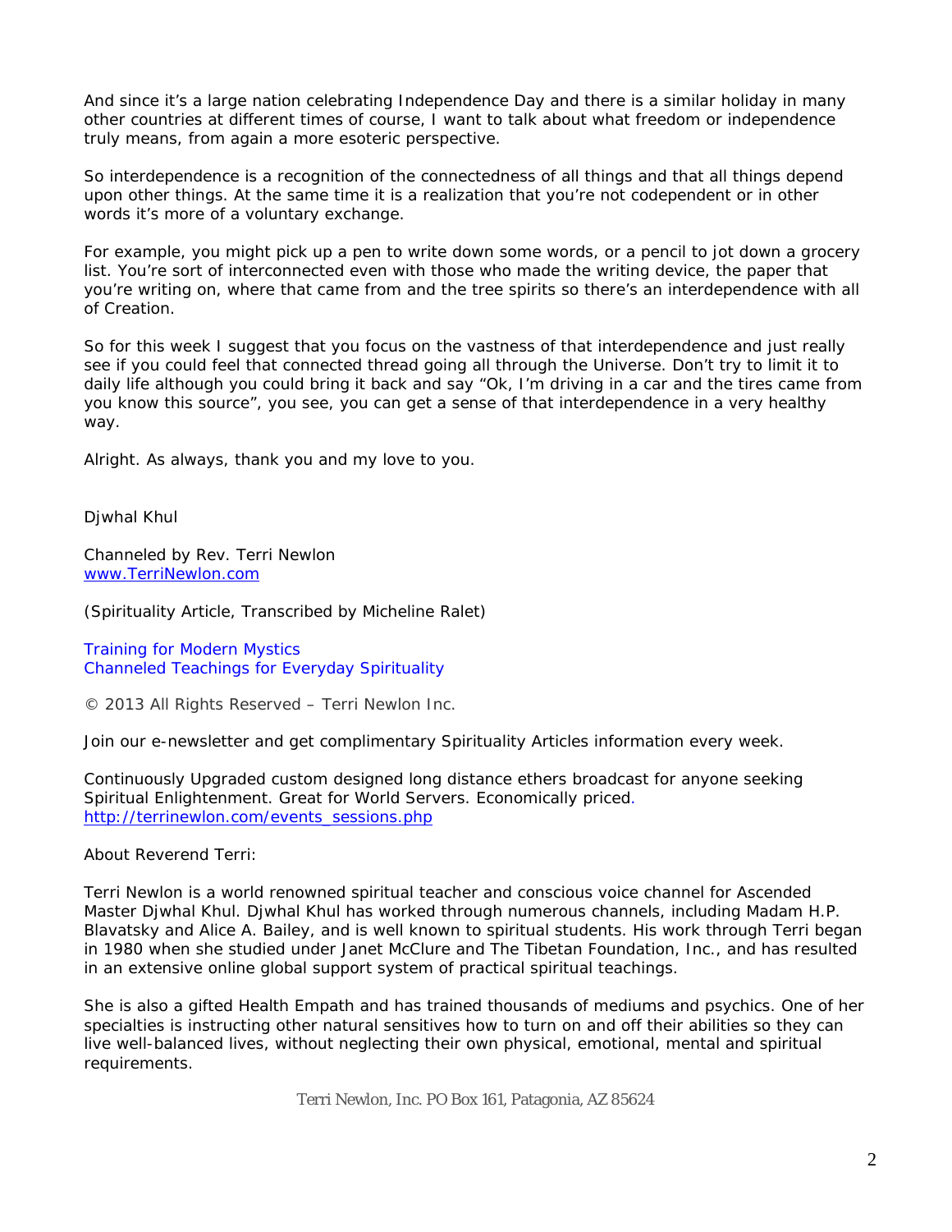And since it's a large nation celebrating Independence Day and there is a similar holiday in many other countries at different times of course, I want to talk about what freedom or independence truly means, from again a more esoteric perspective.

So interdependence is a recognition of the connectedness of all things and that all things depend upon other things. At the same time it is a realization that you're not codependent or in other words it's more of a voluntary exchange.

For example, you might pick up a pen to write down some words, or a pencil to jot down a grocery list. You're sort of interconnected even with those who made the writing device, the paper that you're writing on, where that came from and the tree spirits so there's an interdependence with all of Creation.

So for this week I suggest that you focus on the vastness of that interdependence and just really see if you could feel that connected thread going all through the Universe. Don't try to limit it to daily life although you could bring it back and say "Ok, I'm driving in a car and the tires came from you know this source", you see, you can get a sense of that interdependence in a very healthy way.

Alright. As always, thank you and my love to you.

Djwhal Khul

Channeled by Rev. Terri Newlon
[www.TerriNewlon.com](http://www.TerriNewlon.com)

(Spirituality Article, Transcribed by Micheline Ralet)

Training for Modern Mystics
Channeled Teachings for Everyday Spirituality

© 2013 All Rights Reserved – Terri Newlon Inc.

Join our e-newsletter and get complimentary Spirituality Articles information every week.

Continuously Upgraded custom designed long distance ethers broadcast for anyone seeking Spiritual Enlightenment. Great for World Servers. Economically priced.
[http://terrinewlon.com/events_sessions.php](http://terrinewlon.com/events_sessions.php)

About Reverend Terri:

Terri Newlon is a world renowned spiritual teacher and conscious voice channel for Ascended Master Djwhal Khul. Djwhal Khul has worked through numerous channels, including Madam H.P. Blavatsky and Alice A. Bailey, and is well known to spiritual students. His work through Terri began in 1980 when she studied under Janet McClure and The Tibetan Foundation, Inc., and has resulted in an extensive online global support system of practical spiritual teachings.

She is also a gifted Health Empath and has trained thousands of mediums and psychics. One of her specialties is instructing other natural sensitives how to turn on and off their abilities so they can live well-balanced lives, without neglecting their own physical, emotional, mental and spiritual requirements.

Terri Newlon, Inc. PO Box 161, Patagonia, AZ 85624